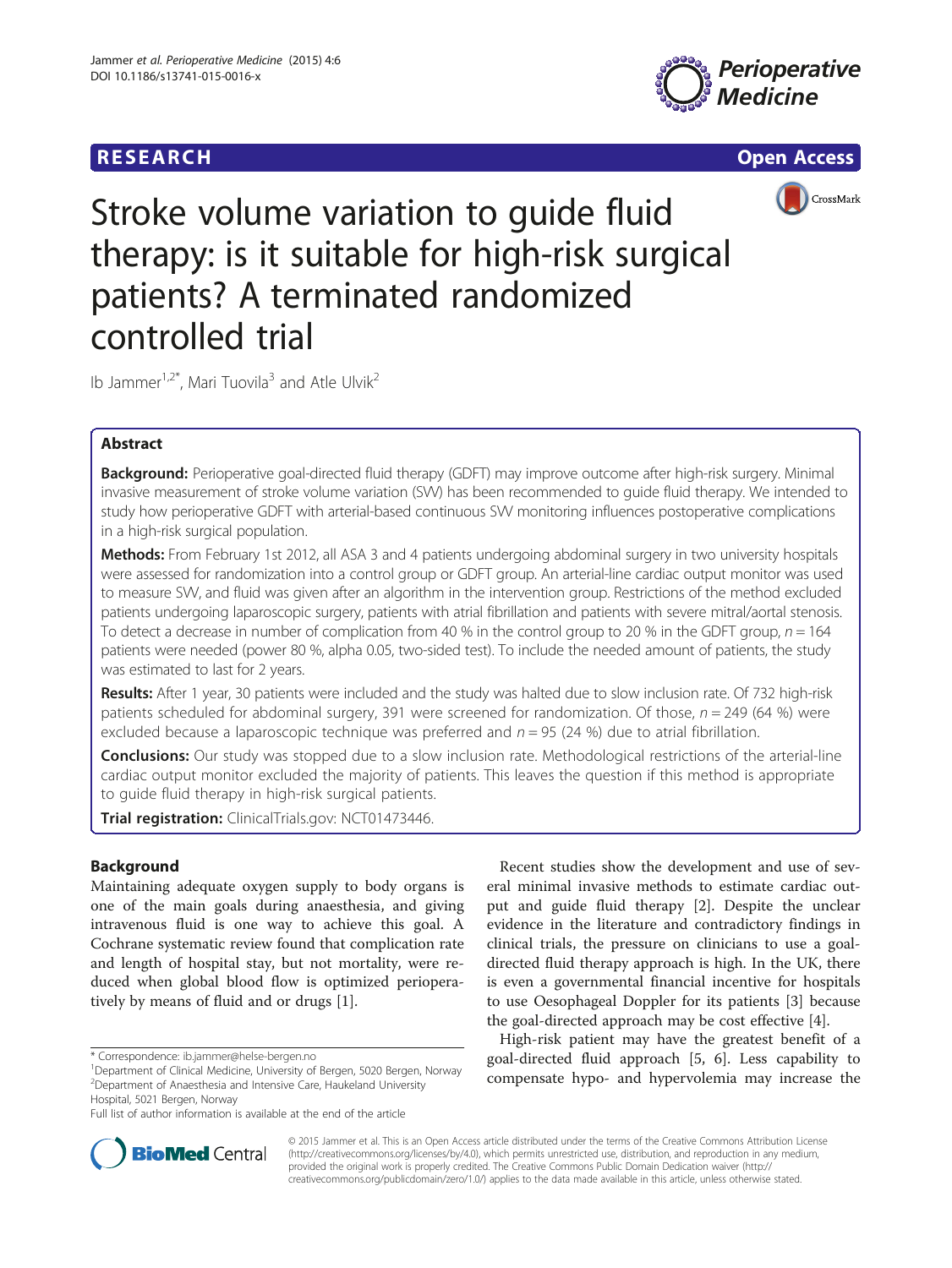RESEARCH Open Access

# Stroke volume variation to guide fluid therapy: is it suitable for high-risk surgical patients? A terminated randomized controlled trial

Ib Jammer[1,2*], Mari Tuovila[3] and Atle Ulvik[2]

## Abstract

**Background:** Perioperative goal-directed fluid therapy (GDFT) may improve outcome after high-risk surgery. Minimal invasive measurement of stroke volume variation (SVV) has been recommended to guide fluid therapy. We intended to study how perioperative GDFT with arterial-based continuous SVV monitoring influences postoperative complications in a high-risk surgical population.

**Methods:** From February 1st 2012, all ASA 3 and 4 patients undergoing abdominal surgery in two university hospitals were assessed for randomization into a control group or GDFT group. An arterial-line cardiac output monitor was used to measure SVV, and fluid was given after an algorithm in the intervention group. Restrictions of the method excluded patients undergoing laparoscopic surgery, patients with atrial fibrillation and patients with severe mitral/aortal stenosis. To detect a decrease in number of complication from 40 % in the control group to 20 % in the GDFT group, $n = 164$ patients were needed (power 80 %, alpha 0.05, two-sided test). To include the needed amount of patients, the study was estimated to last for 2 years.

**Results:** After 1 year, 30 patients were included and the study was halted due to slow inclusion rate. Of 732 high-risk patients scheduled for abdominal surgery, 391 were screened for randomization. Of those, $n = 249$ (64 %) were excluded because a laparoscopic technique was preferred and $n = 95$ (24 %) due to atrial fibrillation.

**Conclusions:** Our study was stopped due to a slow inclusion rate. Methodological restrictions of the arterial-line cardiac output monitor excluded the majority of patients. This leaves the question if this method is appropriate to guide fluid therapy in high-risk surgical patients.

**Trial registration:** ClinicalTrials.gov: NCT01473446.

## Background

Maintaining adequate oxygen supply to body organs is one of the main goals during anaesthesia, and giving intravenous fluid is one way to achieve this goal. A Cochrane systematic review found that complication rate and length of hospital stay, but not mortality, were reduced when global blood flow is optimized perioperatively by means of fluid and or drugs [1].

Recent studies show the development and use of several minimal invasive methods to estimate cardiac output and guide fluid therapy [2]. Despite the unclear evidence in the literature and contradictory findings in clinical trials, the pressure on clinicians to use a goal-directed fluid therapy approach is high. In the UK, there is even a governmental financial incentive for hospitals to use Oesophageal Doppler for its patients [3] because the goal-directed approach may be cost effective [4].

High-risk patient may have the greatest benefit of a goal-directed fluid approach [5, 6]. Less capability to compensate hypo- and hypervolemia may increase the

* Correspondence: ib.jammer@helse-bergen.no
[1]Department of Clinical Medicine, University of Bergen, 5020 Bergen, Norway
[2]Department of Anaesthesia and Intensive Care, Haukeland University Hospital, 5021 Bergen, Norway
Full list of author information is available at the end of the article

© 2015 Jammer et al. This is an Open Access article distributed under the terms of the Creative Commons Attribution License (http://creativecommons.org/licenses/by/4.0), which permits unrestricted use, distribution, and reproduction in any medium, provided the original work is properly credited. The Creative Commons Public Domain Dedication waiver (http://creativecommons.org/publicdomain/zero/1.0/) applies to the data made available in this article, unless otherwise stated.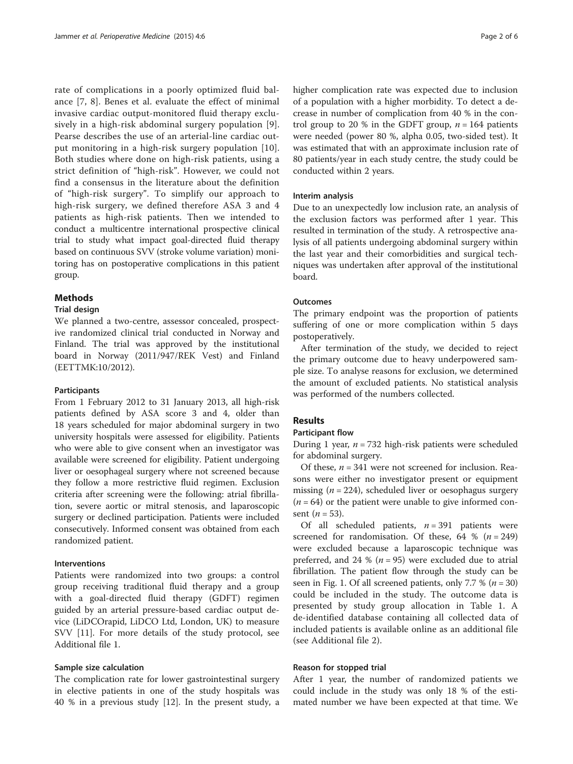rate of complications in a poorly optimized fluid balance [7, 8]. Benes et al. evaluate the effect of minimal invasive cardiac output-monitored fluid therapy exclusively in a high-risk abdominal surgery population [9]. Pearse describes the use of an arterial-line cardiac output monitoring in a high-risk surgery population [10]. Both studies where done on high-risk patients, using a strict definition of "high-risk". However, we could not find a consensus in the literature about the definition of "high-risk surgery". To simplify our approach to high-risk surgery, we defined therefore ASA 3 and 4 patients as high-risk patients. Then we intended to conduct a multicentre international prospective clinical trial to study what impact goal-directed fluid therapy based on continuous SVV (stroke volume variation) monitoring has on postoperative complications in this patient group.

## Methods

### Trial design

We planned a two-centre, assessor concealed, prospective randomized clinical trial conducted in Norway and Finland. The trial was approved by the institutional board in Norway (2011/947/REK Vest) and Finland (EETTMK:10/2012).

### Participants

From 1 February 2012 to 31 January 2013, all high-risk patients defined by ASA score 3 and 4, older than 18 years scheduled for major abdominal surgery in two university hospitals were assessed for eligibility. Patients who were able to give consent when an investigator was available were screened for eligibility. Patient undergoing liver or oesophageal surgery where not screened because they follow a more restrictive fluid regimen. Exclusion criteria after screening were the following: atrial fibrillation, severe aortic or mitral stenosis, and laparoscopic surgery or declined participation. Patients were included consecutively. Informed consent was obtained from each randomized patient.

### Interventions

Patients were randomized into two groups: a control group receiving traditional fluid therapy and a group with a goal-directed fluid therapy (GDFT) regimen guided by an arterial pressure-based cardiac output device (LiDCOrapid, LiDCO Ltd, London, UK) to measure SVV [11]. For more details of the study protocol, see Additional file 1.

### Sample size calculation

The complication rate for lower gastrointestinal surgery in elective patients in one of the study hospitals was 40 % in a previous study [12]. In the present study, a higher complication rate was expected due to inclusion of a population with a higher morbidity. To detect a decrease in number of complication from 40 % in the control group to 20 % in the GDFT group, $n = 164$ patients were needed (power 80 %, alpha 0.05, two-sided test). It was estimated that with an approximate inclusion rate of 80 patients/year in each study centre, the study could be conducted within 2 years.

### Interim analysis

Due to an unexpectedly low inclusion rate, an analysis of the exclusion factors was performed after 1 year. This resulted in termination of the study. A retrospective analysis of all patients undergoing abdominal surgery within the last year and their comorbidities and surgical techniques was undertaken after approval of the institutional board.

### Outcomes

The primary endpoint was the proportion of patients suffering of one or more complication within 5 days postoperatively.

After termination of the study, we decided to reject the primary outcome due to heavy underpowered sample size. To analyse reasons for exclusion, we determined the amount of excluded patients. No statistical analysis was performed of the numbers collected.

## Results

### Participant flow

During 1 year, $n = 732$ high-risk patients were scheduled for abdominal surgery.

Of these, $n = 341$ were not screened for inclusion. Reasons were either no investigator present or equipment missing ($n = 224$), scheduled liver or oesophagus surgery ($n = 64$) or the patient were unable to give informed consent ($n = 53$).

Of all scheduled patients, $n = 391$ patients were screened for randomisation. Of these, 64 % ($n = 249$) were excluded because a laparoscopic technique was preferred, and 24 % ($n = 95$) were excluded due to atrial fibrillation. The patient flow through the study can be seen in Fig. 1. Of all screened patients, only 7.7 % ($n = 30$) could be included in the study. The outcome data is presented by study group allocation in Table 1. A de-identified database containing all collected data of included patients is available online as an additional file (see Additional file 2).

### Reason for stopped trial

After 1 year, the number of randomized patients we could include in the study was only 18 % of the estimated number we have been expected at that time. We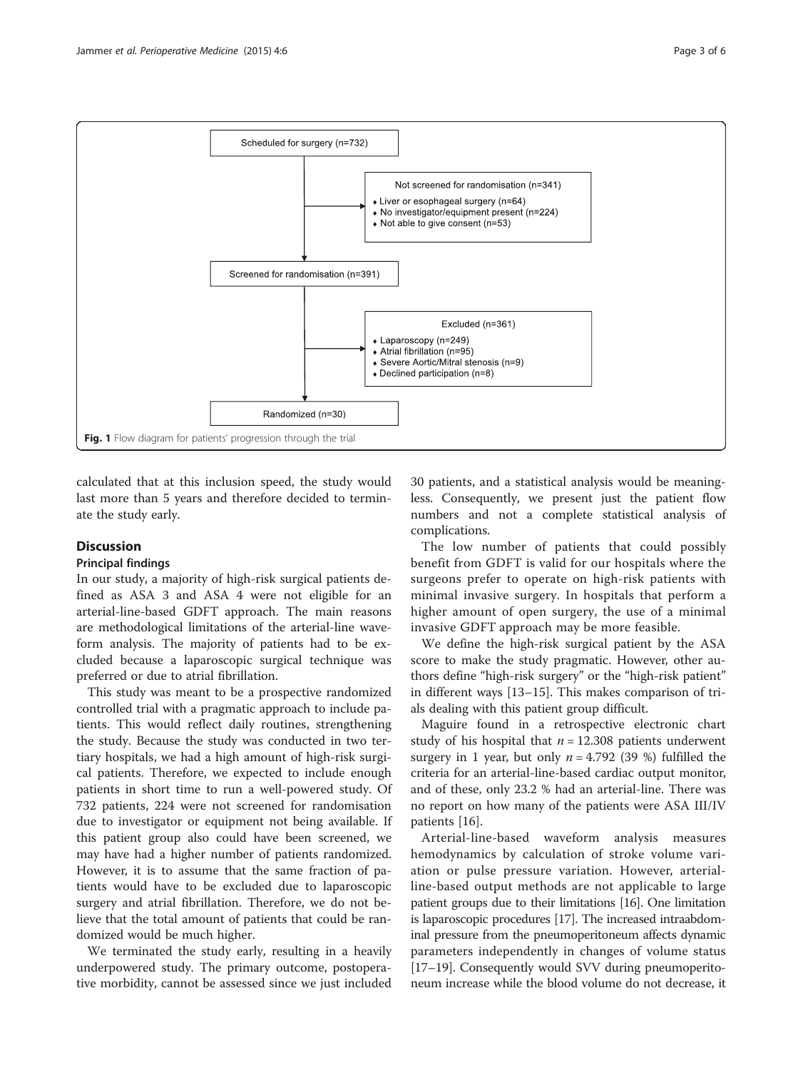Scheduled for surgery (n=732)

Not screened for randomisation (n=341)

- Liver or esophageal surgery (n=64)
- No investigator/equipment present (n=224)
- Not able to give consent (n=53)

Screened for randomisation (n=391)

Excluded (n=361)

- Laparoscopy (n=249)
- Atrial fibrillation (n=95)
- Severe Aortic/Mitral stenosis (n=9)
- Declined participation (n=8)

Randomized (n=30)

**Fig. 1** Flow diagram for patients' progression through the trial

calculated that at this inclusion speed, the study would last more than 5 years and therefore decided to terminate the study early.

## Discussion

### Principal findings

In our study, a majority of high-risk surgical patients defined as ASA 3 and ASA 4 were not eligible for an arterial-line-based GDFT approach. The main reasons are methodological limitations of the arterial-line waveform analysis. The majority of patients had to be excluded because a laparoscopic surgical technique was preferred or due to atrial fibrillation.

This study was meant to be a prospective randomized controlled trial with a pragmatic approach to include patients. This would reflect daily routines, strengthening the study. Because the study was conducted in two tertiary hospitals, we had a high amount of high-risk surgical patients. Therefore, we expected to include enough patients in short time to run a well-powered study. Of 732 patients, 224 were not screened for randomisation due to investigator or equipment not being available. If this patient group also could have been screened, we may have had a higher number of patients randomized. However, it is to assume that the same fraction of patients would have to be excluded due to laparoscopic surgery and atrial fibrillation. Therefore, we do not believe that the total amount of patients that could be randomized would be much higher.

We terminated the study early, resulting in a heavily underpowered study. The primary outcome, postoperative morbidity, cannot be assessed since we just included 30 patients, and a statistical analysis would be meaningless. Consequently, we present just the patient flow numbers and not a complete statistical analysis of complications.

The low number of patients that could possibly benefit from GDFT is valid for our hospitals where the surgeons prefer to operate on high-risk patients with minimal invasive surgery. In hospitals that perform a higher amount of open surgery, the use of a minimal invasive GDFT approach may be more feasible.

We define the high-risk surgical patient by the ASA score to make the study pragmatic. However, other authors define "high-risk surgery" or the "high-risk patient" in different ways [13–15]. This makes comparison of trials dealing with this patient group difficult.

Maguire found in a retrospective electronic chart study of his hospital that $n = 12.308$ patients underwent surgery in 1 year, but only $n = 4.792$ (39 %) fulfilled the criteria for an arterial-line-based cardiac output monitor, and of these, only 23.2 % had an arterial-line. There was no report on how many of the patients were ASA III/IV patients [16].

Arterial-line-based waveform analysis measures hemodynamics by calculation of stroke volume variation or pulse pressure variation. However, arterial-line-based output methods are not applicable to large patient groups due to their limitations [16]. One limitation is laparoscopic procedures [17]. The increased intraabdominal pressure from the pneumoperitoneum affects dynamic parameters independently in changes of volume status [17–19]. Consequently would SVV during pneumoperitoneum increase while the blood volume do not decrease, it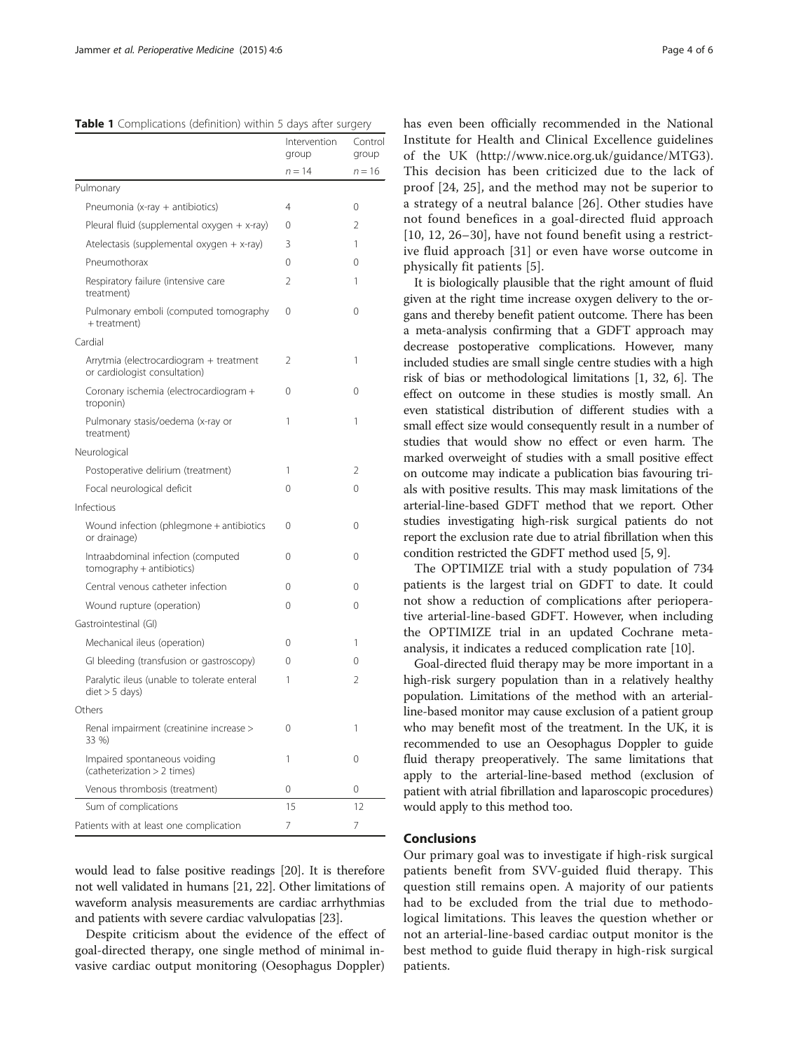**Table 1** Complications (definition) within 5 days after surgery

| | Intervention group | Control group |
|---|---|---|
| | $n = 14$ | $n = 16$ |
| Pulmonary | | |
| Pneumonia (x-ray + antibiotics) | 4 | 0 |
| Pleural fluid (supplemental oxygen + x-ray) | 0 | 2 |
| Atelectasis (supplemental oxygen + x-ray) | 3 | 1 |
| Pneumothorax | 0 | 0 |
| Respiratory failure (intensive care treatment) | 2 | 1 |
| Pulmonary emboli (computed tomography + treatment) | 0 | 0 |
| Cardial | | |
| Arrytmia (electrocardiogram + treatment or cardiologist consultation) | 2 | 1 |
| Coronary ischemia (electrocardiogram + troponin) | 0 | 0 |
| Pulmonary stasis/oedema (x-ray or treatment) | 1 | 1 |
| Neurological | | |
| Postoperative delirium (treatment) | 1 | 2 |
| Focal neurological deficit | 0 | 0 |
| Infectious | | |
| Wound infection (phlegmone + antibiotics or drainage) | 0 | 0 |
| Intraabdominal infection (computed tomography + antibiotics) | 0 | 0 |
| Central venous catheter infection | 0 | 0 |
| Wound rupture (operation) | 0 | 0 |
| Gastrointestinal (GI) | | |
| Mechanical ileus (operation) | 0 | 1 |
| GI bleeding (transfusion or gastroscopy) | 0 | 0 |
| Paralytic ileus (unable to tolerate enteral diet > 5 days) | 1 | 2 |
| Others | | |
| Renal impairment (creatinine increase > 33 %) | 0 | 1 |
| Impaired spontaneous voiding (catheterization > 2 times) | 1 | 0 |
| Venous thrombosis (treatment) | 0 | 0 |
| Sum of complications | 15 | 12 |
| Patients with at least one complication | 7 | 7 |

would lead to false positive readings [20]. It is therefore not well validated in humans [21, 22]. Other limitations of waveform analysis measurements are cardiac arrhythmias and patients with severe cardiac valvulopatias [23].

Despite criticism about the evidence of the effect of goal-directed therapy, one single method of minimal invasive cardiac output monitoring (Oesophagus Doppler) has even been officially recommended in the National Institute for Health and Clinical Excellence guidelines of the UK (http://www.nice.org.uk/guidance/MTG3). This decision has been criticized due to the lack of proof [24, 25], and the method may not be superior to a strategy of a neutral balance [26]. Other studies have not found benefices in a goal-directed fluid approach [10, 12, 26–30], have not found benefit using a restrictive fluid approach [31] or even have worse outcome in physically fit patients [5].

It is biologically plausible that the right amount of fluid given at the right time increase oxygen delivery to the organs and thereby benefit patient outcome. There has been a meta-analysis confirming that a GDFT approach may decrease postoperative complications. However, many included studies are small single centre studies with a high risk of bias or methodological limitations [1, 32, 6]. The effect on outcome in these studies is mostly small. An even statistical distribution of different studies with a small effect size would consequently result in a number of studies that would show no effect or even harm. The marked overweight of studies with a small positive effect on outcome may indicate a publication bias favouring trials with positive results. This may mask limitations of the arterial-line-based GDFT method that we report. Other studies investigating high-risk surgical patients do not report the exclusion rate due to atrial fibrillation when this condition restricted the GDFT method used [5, 9].

The OPTIMIZE trial with a study population of 734 patients is the largest trial on GDFT to date. It could not show a reduction of complications after perioperative arterial-line-based GDFT. However, when including the OPTIMIZE trial in an updated Cochrane meta-analysis, it indicates a reduced complication rate [10].

Goal-directed fluid therapy may be more important in a high-risk surgery population than in a relatively healthy population. Limitations of the method with an arterial-line-based monitor may cause exclusion of a patient group who may benefit most of the treatment. In the UK, it is recommended to use an Oesophagus Doppler to guide fluid therapy preoperatively. The same limitations that apply to the arterial-line-based method (exclusion of patient with atrial fibrillation and laparoscopic procedures) would apply to this method too.

## Conclusions

Our primary goal was to investigate if high-risk surgical patients benefit from SVV-guided fluid therapy. This question still remains open. A majority of our patients had to be excluded from the trial due to methodological limitations. This leaves the question whether or not an arterial-line-based cardiac output monitor is the best method to guide fluid therapy in high-risk surgical patients.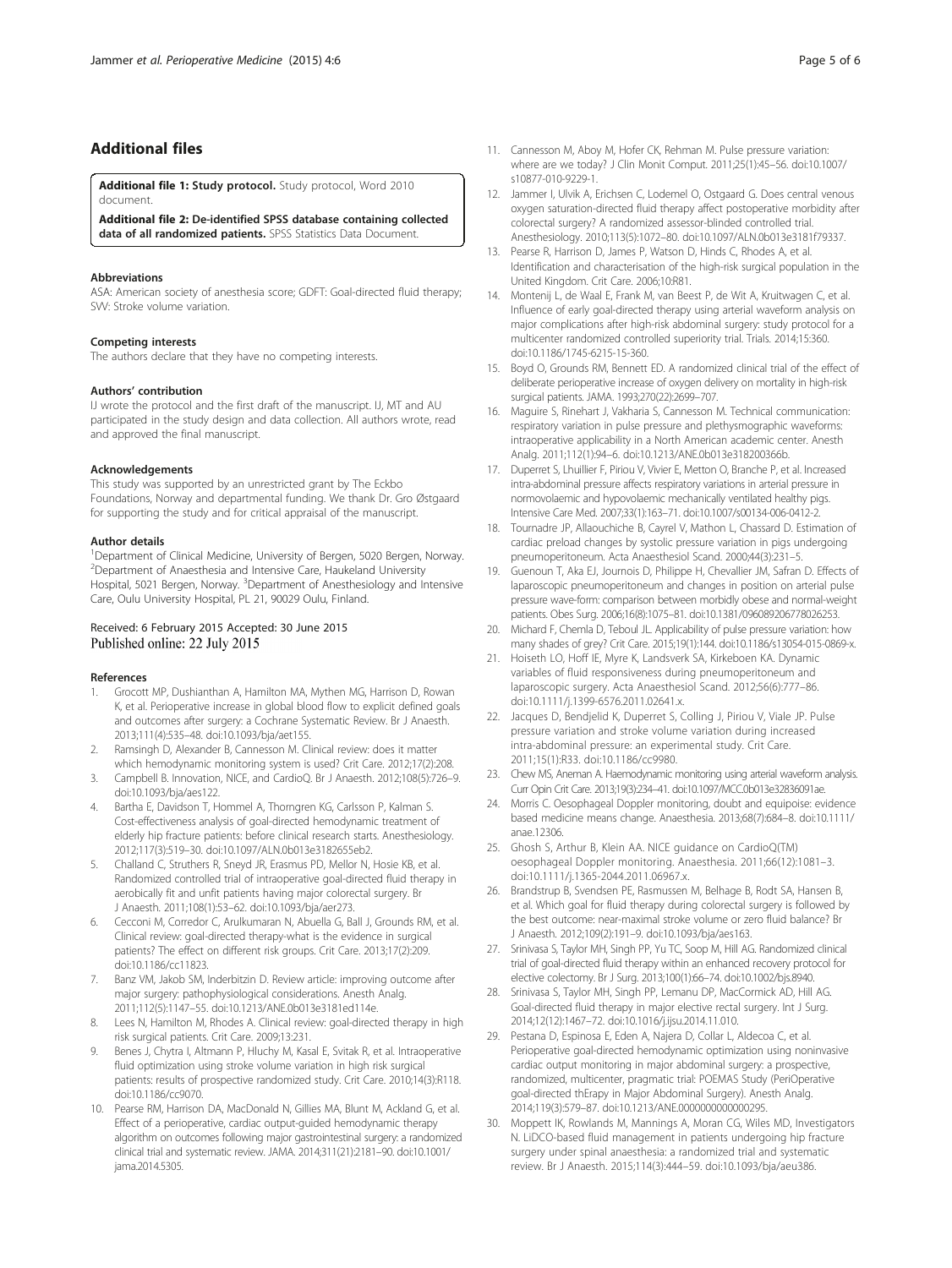## Additional files

**Additional file 1: Study protocol.** Study protocol, Word 2010 document.

**Additional file 2: De-identified SPSS database containing collected data of all randomized patients.** SPSS Statistics Data Document.

#### Abbreviations

ASA: American society of anesthesia score; GDFT: Goal-directed fluid therapy; SVV: Stroke volume variation.

#### Competing interests

The authors declare that they have no competing interests.

#### Authors' contribution

IJ wrote the protocol and the first draft of the manuscript. IJ, MT and AU participated in the study design and data collection. All authors wrote, read and approved the final manuscript.

#### Acknowledgements

This study was supported by an unrestricted grant by The Eckbo Foundations, Norway and departmental funding. We thank Dr. Gro Østgaard for supporting the study and for critical appraisal of the manuscript.

#### Author details

[1]Department of Clinical Medicine, University of Bergen, 5020 Bergen, Norway. [2]Department of Anaesthesia and Intensive Care, Haukeland University Hospital, 5021 Bergen, Norway. [3]Department of Anesthesiology and Intensive Care, Oulu University Hospital, PL 21, 90029 Oulu, Finland.

Received: 6 February 2015 Accepted: 30 June 2015
Published online: 22 July 2015

#### References

1. Grocott MP, Dushianthan A, Hamilton MA, Mythen MG, Harrison D, Rowan K, et al. Perioperative increase in global blood flow to explicit defined goals and outcomes after surgery: a Cochrane Systematic Review. Br J Anaesth. 2013;111(4):535–48. doi:10.1093/bja/aet155.
2. Ramsingh D, Alexander B, Cannesson M. Clinical review: does it matter which hemodynamic monitoring system is used? Crit Care. 2012;17(2):208.
3. Campbell B. Innovation, NICE, and CardioQ. Br J Anaesth. 2012;108(5):726–9. doi:10.1093/bja/aes122.
4. Bartha E, Davidson T, Hommel A, Thorngren KG, Carlsson P, Kalman S. Cost-effectiveness analysis of goal-directed hemodynamic treatment of elderly hip fracture patients: before clinical research starts. Anesthesiology. 2012;117(3):519–30. doi:10.1097/ALN.0b013e3182655eb2.
5. Challand C, Struthers R, Sneyd JR, Erasmus PD, Mellor N, Hosie KB, et al. Randomized controlled trial of intraoperative goal-directed fluid therapy in aerobically fit and unfit patients having major colorectal surgery. Br J Anaesth. 2011;108(1):53–62. doi:10.1093/bja/aer273.
6. Cecconi M, Corredor C, Arulkumaran N, Abuella G, Ball J, Grounds RM, et al. Clinical review: goal-directed therapy-what is the evidence in surgical patients? The effect on different risk groups. Crit Care. 2013;17(2):209. doi:10.1186/cc11823.
7. Banz VM, Jakob SM, Inderbitzin D. Review article: improving outcome after major surgery: pathophysiological considerations. Anesth Analg. 2011;112(5):1147–55. doi:10.1213/ANE.0b013e3181ed114e.
8. Lees N, Hamilton M, Rhodes A. Clinical review: goal-directed therapy in high risk surgical patients. Crit Care. 2009;13:231.
9. Benes J, Chytra I, Altmann P, Hluchy M, Kasal E, Svitak R, et al. Intraoperative fluid optimization using stroke volume variation in high risk surgical patients: results of prospective randomized study. Crit Care. 2010;14(3):R118. doi:10.1186/cc9070.
10. Pearse RM, Harrison DA, MacDonald N, Gillies MA, Blunt M, Ackland G, et al. Effect of a perioperative, cardiac output-guided hemodynamic therapy algorithm on outcomes following major gastrointestinal surgery: a randomized clinical trial and systematic review. JAMA. 2014;311(21):2181–90. doi:10.1001/jama.2014.5305.
11. Cannesson M, Aboy M, Hofer CK, Rehman M. Pulse pressure variation: where are we today? J Clin Monit Comput. 2011;25(1):45–56. doi:10.1007/s10877-010-9229-1.
12. Jammer I, Ulvik A, Erichsen C, Lodemel O, Ostgaard G. Does central venous oxygen saturation-directed fluid therapy affect postoperative morbidity after colorectal surgery? A randomized assessor-blinded controlled trial. Anesthesiology. 2010;113(5):1072–80. doi:10.1097/ALN.0b013e3181f79337.
13. Pearse R, Harrison D, James P, Watson D, Hinds C, Rhodes A, et al. Identification and characterisation of the high-risk surgical population in the United Kingdom. Crit Care. 2006;10:R81.
14. Montenij L, de Waal E, Frank M, van Beest P, de Wit A, Kruitwagen C, et al. Influence of early goal-directed therapy using arterial waveform analysis on major complications after high-risk abdominal surgery: study protocol for a multicenter randomized controlled superiority trial. Trials. 2014;15:360. doi:10.1186/1745-6215-15-360.
15. Boyd O, Grounds RM, Bennett ED. A randomized clinical trial of the effect of deliberate perioperative increase of oxygen delivery on mortality in high-risk surgical patients. JAMA. 1993;270(22):2699–707.
16. Maguire S, Rinehart J, Vakharia S, Cannesson M. Technical communication: respiratory variation in pulse pressure and plethysmographic waveforms: intraoperative applicability in a North American academic center. Anesth Analg. 2011;112(1):94–6. doi:10.1213/ANE.0b013e318200366b.
17. Duperret S, Lhuillier F, Piriou V, Vivier E, Metton O, Branche P, et al. Increased intra-abdominal pressure affects respiratory variations in arterial pressure in normovolaemic and hypovolaemic mechanically ventilated healthy pigs. Intensive Care Med. 2007;33(1):163–71. doi:10.1007/s00134-006-0412-2.
18. Tournadre JP, Allaouchiche B, Cayrel V, Mathon L, Chassard D. Estimation of cardiac preload changes by systolic pressure variation in pigs undergoing pneumoperitoneum. Acta Anaesthesiol Scand. 2000;44(3):231–5.
19. Guenoun T, Aka EJ, Journois D, Philippe H, Chevallier JM, Safran D. Effects of laparoscopic pneumoperitoneum and changes in position on arterial pulse pressure wave-form: comparison between morbidly obese and normal-weight patients. Obes Surg. 2006;16(8):1075–81. doi:10.1381/096089206778026253.
20. Michard F, Chemla D, Teboul JL. Applicability of pulse pressure variation: how many shades of grey? Crit Care. 2015;19(1):144. doi:10.1186/s13054-015-0869-x.
21. Hoiseth LO, Hoff IE, Myre K, Landsverk SA, Kirkeboen KA. Dynamic variables of fluid responsiveness during pneumoperitoneum and laparoscopic surgery. Acta Anaesthesiol Scand. 2012;56(6):777–86. doi:10.1111/j.1399-6576.2011.02641.x.
22. Jacques D, Bendjelid K, Duperret S, Colling J, Piriou V, Viale JP. Pulse pressure variation and stroke volume variation during increased intra-abdominal pressure: an experimental study. Crit Care. 2011;15(1):R33. doi:10.1186/cc9980.
23. Chew MS, Aneman A. Haemodynamic monitoring using arterial waveform analysis. Curr Opin Crit Care. 2013;19(3):234–41. doi:10.1097/MCC.0b013e32836091ae.
24. Morris C. Oesophageal Doppler monitoring, doubt and equipoise: evidence based medicine means change. Anaesthesia. 2013;68(7):684–8. doi:10.1111/anae.12306.
25. Ghosh S, Arthur B, Klein AA. NICE guidance on CardioQ(TM) oesophageal Doppler monitoring. Anaesthesia. 2011;66(12):1081–3. doi:10.1111/j.1365-2044.2011.06967.x.
26. Brandstrup B, Svendsen PE, Rasmussen M, Belhage B, Rodt SA, Hansen B, et al. Which goal for fluid therapy during colorectal surgery is followed by the best outcome: near-maximal stroke volume or zero fluid balance? Br J Anaesth. 2012;109(2):191–9. doi:10.1093/bja/aes163.
27. Srinivasa S, Taylor MH, Singh PP, Yu TC, Soop M, Hill AG. Randomized clinical trial of goal-directed fluid therapy within an enhanced recovery protocol for elective colectomy. Br J Surg. 2013;100(1):66–74. doi:10.1002/bjs.8940.
28. Srinivasa S, Taylor MH, Singh PP, Lemanu DP, MacCormick AD, Hill AG. Goal-directed fluid therapy in major elective rectal surgery. Int J Surg. 2014;12(12):1467–72. doi:10.1016/j.ijsu.2014.11.010.
29. Pestana D, Espinosa E, Eden A, Najera D, Collar L, Aldecoa C, et al. Perioperative goal-directed hemodynamic optimization using noninvasive cardiac output monitoring in major abdominal surgery: a prospective, randomized, multicenter, pragmatic trial: POEMAS Study (PeriOperative goal-directed thErapy in Major Abdominal Surgery). Anesth Analg. 2014;119(3):579–87. doi:10.1213/ANE.0000000000000295.
30. Moppett IK, Rowlands M, Mannings A, Moran CG, Wiles MD, Investigators N. LiDCO-based fluid management in patients undergoing hip fracture surgery under spinal anaesthesia: a randomized trial and systematic review. Br J Anaesth. 2015;114(3):444–59. doi:10.1093/bja/aeu386.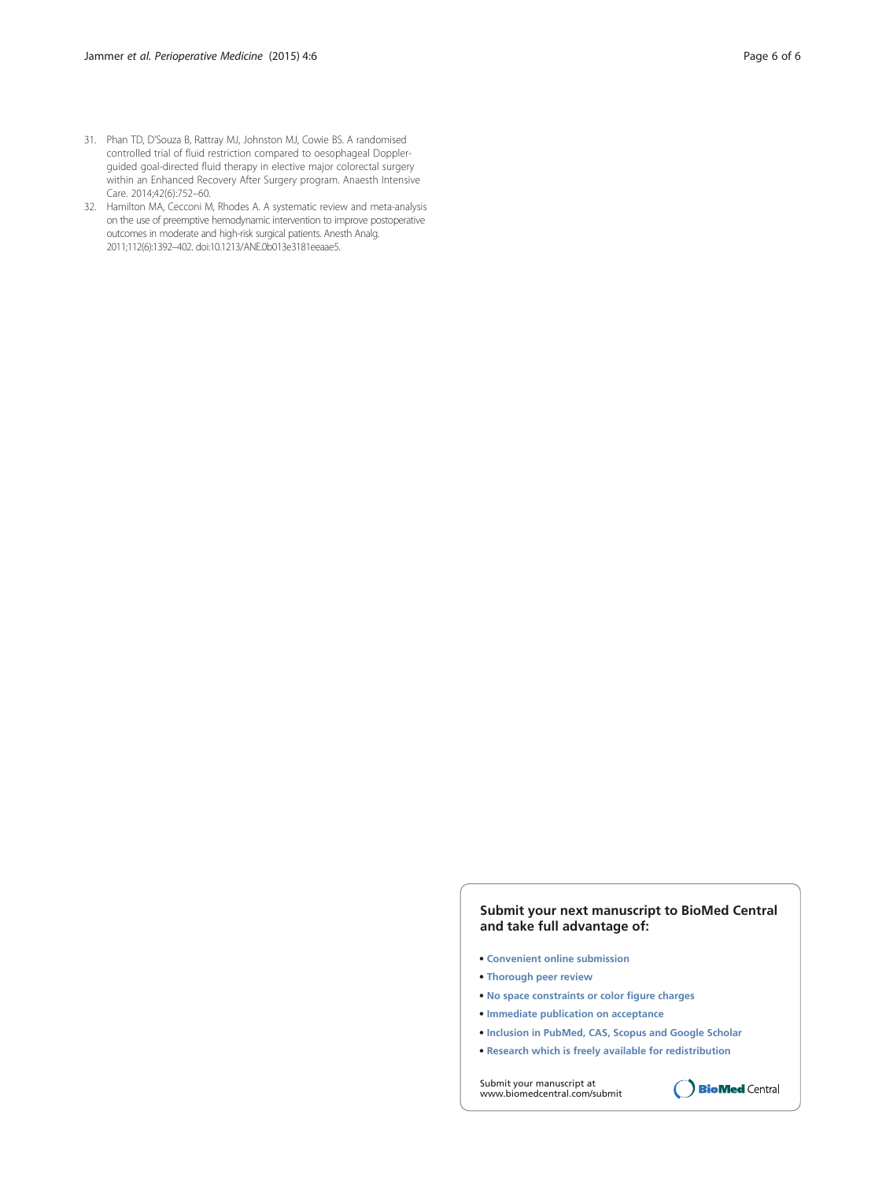31. Phan TD, D'Souza B, Rattray MJ, Johnston MJ, Cowie BS. A randomised controlled trial of fluid restriction compared to oesophageal Doppler-guided goal-directed fluid therapy in elective major colorectal surgery within an Enhanced Recovery After Surgery program. Anaesth Intensive Care. 2014;42(6):752–60.
32. Hamilton MA, Cecconi M, Rhodes A. A systematic review and meta-analysis on the use of preemptive hemodynamic intervention to improve postoperative outcomes in moderate and high-risk surgical patients. Anesth Analg. 2011;112(6):1392–402. doi:10.1213/ANE.0b013e3181eeaae5.

**Submit your next manuscript to BioMed Central and take full advantage of:**

- **Convenient online submission**
- **Thorough peer review**
- **No space constraints or color figure charges**
- **Immediate publication on acceptance**
- **Inclusion in PubMed, CAS, Scopus and Google Scholar**
- **Research which is freely available for redistribution**

Submit your manuscript at
www.biomedcentral.com/submit

BioMed Central